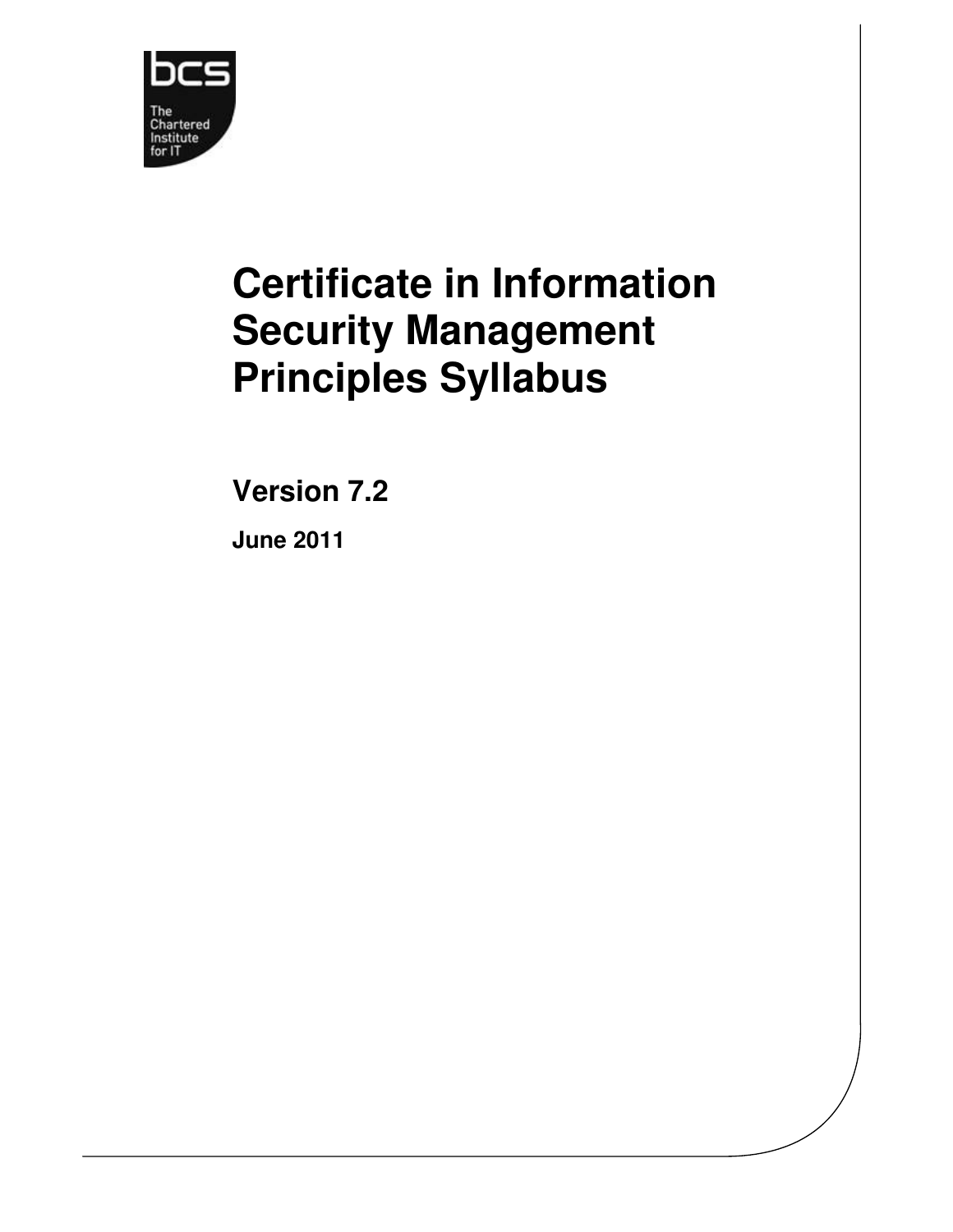bcs

The Chartered Institute for IT

# Certificate in Information Security Management Principles Syllabus

## Version 7.2

**June 2011**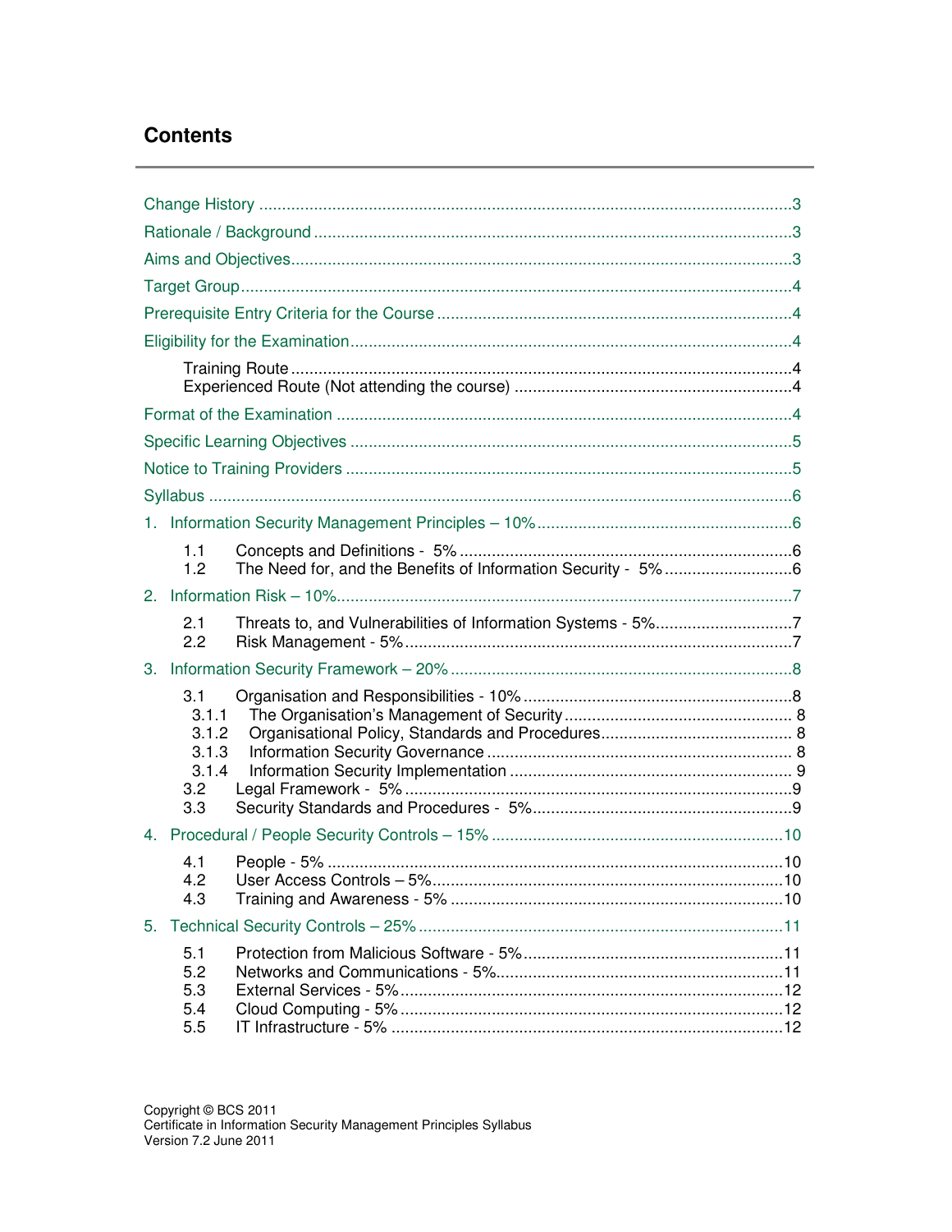## Contents

Change History ....................................................................................................................3

Rationale / Background .......................................................................................................3

Aims and Objectives............................................................................................................3

Target Group.......................................................................................................................4

Prerequisite Entry Criteria for the Course ............................................................................4

Eligibility for the Examination...............................................................................................4

- Training Route .............................................................................................................4
- Experienced Route (Not attending the course) .............................................................4

Format of the Examination ..................................................................................................4

Specific Learning Objectives ...............................................................................................5

Notice to Training Providers ................................................................................................5

Syllabus ..............................................................................................................................6

1. Information Security Management Principles – 10%.......................................................6
   - 1.1 Concepts and Definitions - 5% .............................................................................6
   - 1.2 The Need for, and the Benefits of Information Security - 5% ................................6
2. Information Risk – 10%...................................................................................................7
   - 2.1 Threats to, and Vulnerabilities of Information Systems - 5%..................................7
   - 2.2 Risk Management - 5%........................................................................................7
3. Information Security Framework – 20% ..........................................................................8
   - 3.1 Organisation and Responsibilities - 10% ...............................................................8
     - 3.1.1 The Organisation's Management of Security .................................................. 8
     - 3.1.2 Organisational Policy, Standards and Procedures.......................................... 8
     - 3.1.3 Information Security Governance .................................................................. 8
     - 3.1.4 Information Security Implementation ............................................................. 9
   - 3.2 Legal Framework - 5%..........................................................................................9
   - 3.3 Security Standards and Procedures - 5%...............................................................9
4. Procedural / People Security Controls – 15% ...............................................................10
   - 4.1 People - 5% .......................................................................................................10
   - 4.2 User Access Controls – 5%.................................................................................10
   - 4.3 Training and Awareness - 5% .............................................................................10
5. Technical Security Controls – 25% ...............................................................................11
   - 5.1 Protection from Malicious Software - 5%.............................................................11
   - 5.2 Networks and Communications - 5%...................................................................11
   - 5.3 External Services - 5%.......................................................................................12
   - 5.4 Cloud Computing - 5% .......................................................................................12
   - 5.5 IT Infrastructure - 5% .........................................................................................12

Copyright © BCS 2011
Certificate in Information Security Management Principles Syllabus
Version 7.2 June 2011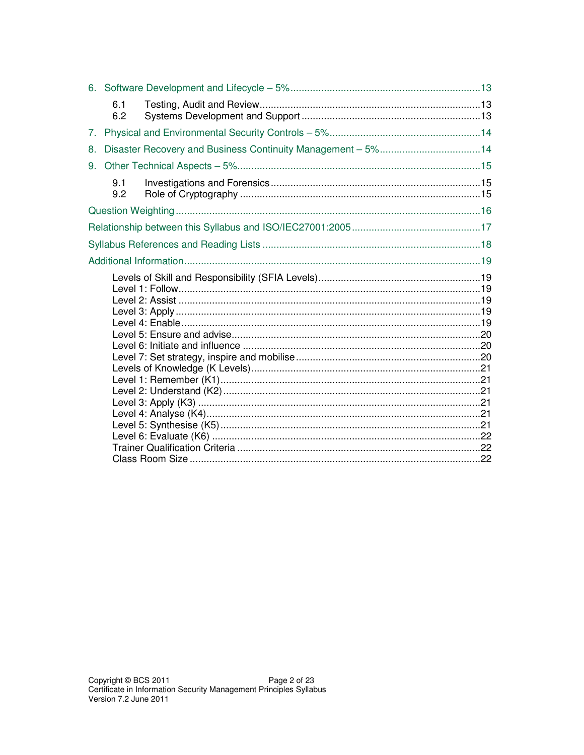6. Software Development and Lifecycle – 5% ... 13

   6.1 Testing, Audit and Review ... 13
   6.2 Systems Development and Support ... 13

7. Physical and Environmental Security Controls – 5% ... 14

8. Disaster Recovery and Business Continuity Management – 5% ... 14

9. Other Technical Aspects – 5% ... 15

   9.1 Investigations and Forensics ... 15
   9.2 Role of Cryptography ... 15

Question Weighting ... 16

Relationship between this Syllabus and ISO/IEC27001:2005 ... 17

Syllabus References and Reading Lists ... 18

Additional Information ... 19

- Levels of Skill and Responsibility (SFIA Levels) ... 19
- Level 1: Follow ... 19
- Level 2: Assist ... 19
- Level 3: Apply ... 19
- Level 4: Enable ... 19
- Level 5: Ensure and advise ... 20
- Level 6: Initiate and influence ... 20
- Level 7: Set strategy, inspire and mobilise ... 20
- Levels of Knowledge (K Levels) ... 21
- Level 1: Remember (K1) ... 21
- Level 2: Understand (K2) ... 21
- Level 3: Apply (K3) ... 21
- Level 4: Analyse (K4) ... 21
- Level 5: Synthesise (K5) ... 21
- Level 6: Evaluate (K6) ... 22
- Trainer Qualification Criteria ... 22
- Class Room Size ... 22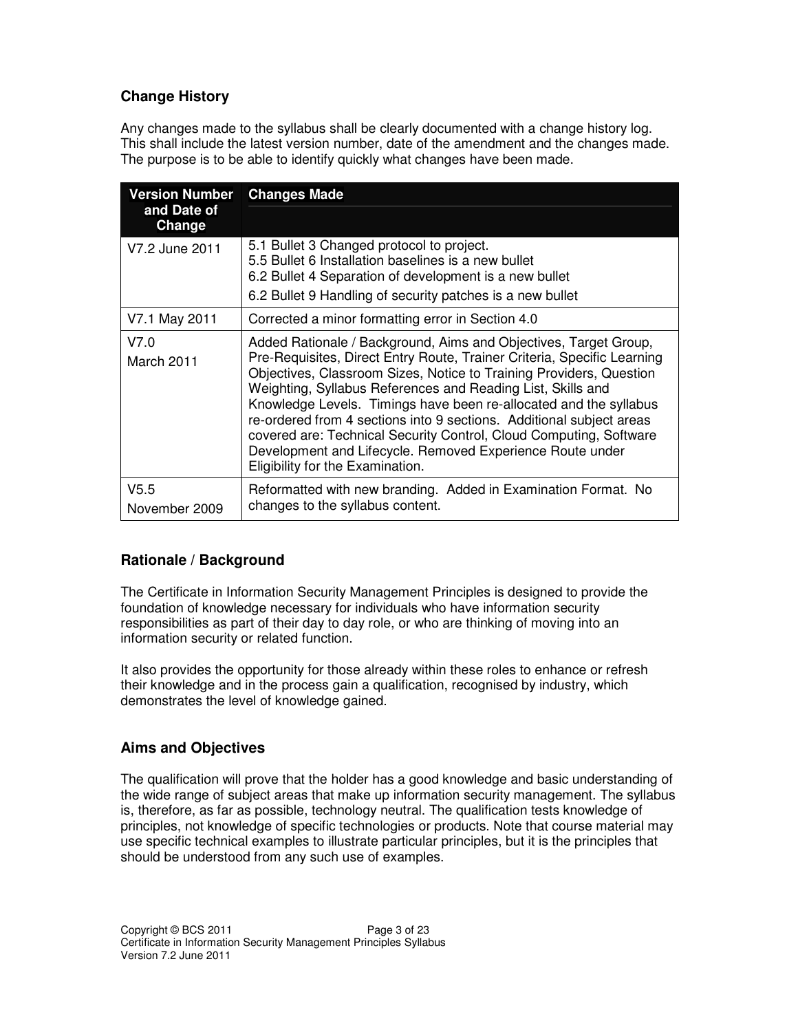## Change History

Any changes made to the syllabus shall be clearly documented with a change history log. This shall include the latest version number, date of the amendment and the changes made. The purpose is to be able to identify quickly what changes have been made.

| Version Number and Date of Change | Changes Made |
|---|---|
| V7.2 June 2011 | 5.1 Bullet 3 Changed protocol to project.<br>5.5 Bullet 6 Installation baselines is a new bullet<br>6.2 Bullet 4 Separation of development is a new bullet<br>6.2 Bullet 9 Handling of security patches is a new bullet |
| V7.1 May 2011 | Corrected a minor formatting error in Section 4.0 |
| V7.0<br>March 2011 | Added Rationale / Background, Aims and Objectives, Target Group, Pre-Requisites, Direct Entry Route, Trainer Criteria, Specific Learning Objectives, Classroom Sizes, Notice to Training Providers, Question Weighting, Syllabus References and Reading List, Skills and Knowledge Levels. Timings have been re-allocated and the syllabus re-ordered from 4 sections into 9 sections. Additional subject areas covered are: Technical Security Control, Cloud Computing, Software Development and Lifecycle. Removed Experience Route under Eligibility for the Examination. |
| V5.5<br>November 2009 | Reformatted with new branding. Added in Examination Format. No changes to the syllabus content. |

## Rationale / Background

The Certificate in Information Security Management Principles is designed to provide the foundation of knowledge necessary for individuals who have information security responsibilities as part of their day to day role, or who are thinking of moving into an information security or related function.

It also provides the opportunity for those already within these roles to enhance or refresh their knowledge and in the process gain a qualification, recognised by industry, which demonstrates the level of knowledge gained.

## Aims and Objectives

The qualification will prove that the holder has a good knowledge and basic understanding of the wide range of subject areas that make up information security management. The syllabus is, therefore, as far as possible, technology neutral. The qualification tests knowledge of principles, not knowledge of specific technologies or products. Note that course material may use specific technical examples to illustrate particular principles, but it is the principles that should be understood from any such use of examples.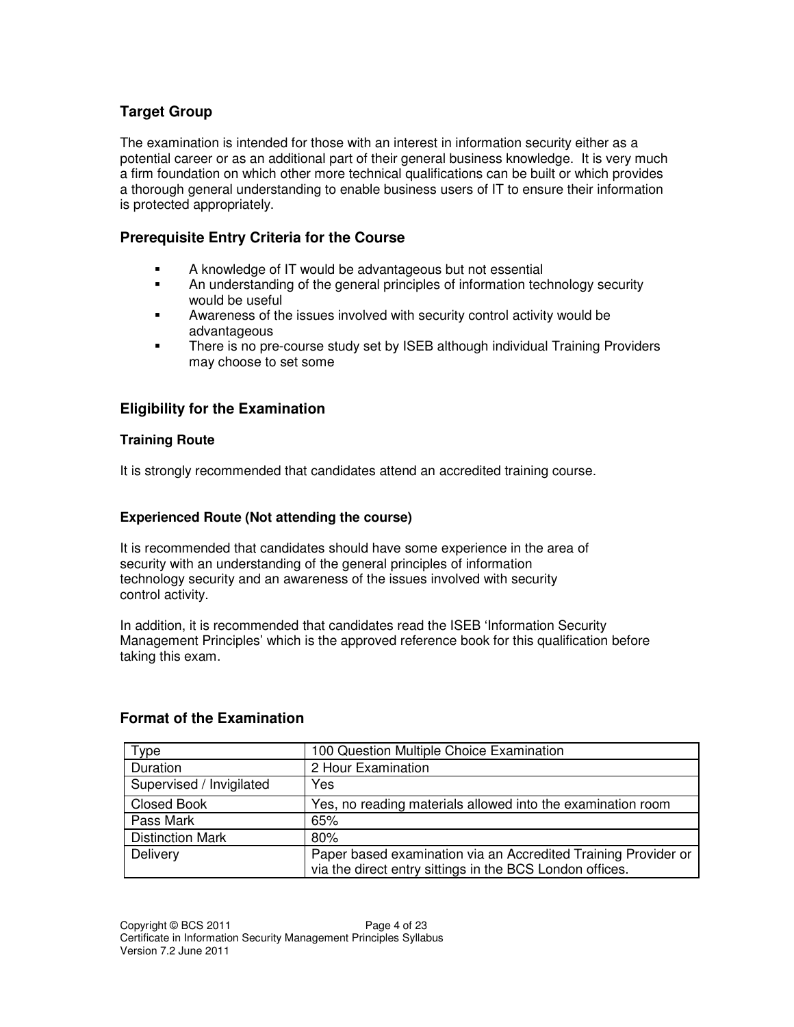## Target Group

The examination is intended for those with an interest in information security either as a potential career or as an additional part of their general business knowledge. It is very much a firm foundation on which other more technical qualifications can be built or which provides a thorough general understanding to enable business users of IT to ensure their information is protected appropriately.

## Prerequisite Entry Criteria for the Course

- A knowledge of IT would be advantageous but not essential
- An understanding of the general principles of information technology security would be useful
- Awareness of the issues involved with security control activity would be advantageous
- There is no pre-course study set by ISEB although individual Training Providers may choose to set some

## Eligibility for the Examination

### Training Route

It is strongly recommended that candidates attend an accredited training course.

### Experienced Route (Not attending the course)

It is recommended that candidates should have some experience in the area of security with an understanding of the general principles of information technology security and an awareness of the issues involved with security control activity.

In addition, it is recommended that candidates read the ISEB 'Information Security Management Principles' which is the approved reference book for this qualification before taking this exam.

## Format of the Examination

| Type | 100 Question Multiple Choice Examination |
|---|---|
| Duration | 2 Hour Examination |
| Supervised / Invigilated | Yes |
| Closed Book | Yes, no reading materials allowed into the examination room |
| Pass Mark | 65% |
| Distinction Mark | 80% |
| Delivery | Paper based examination via an Accredited Training Provider or via the direct entry sittings in the BCS London offices. |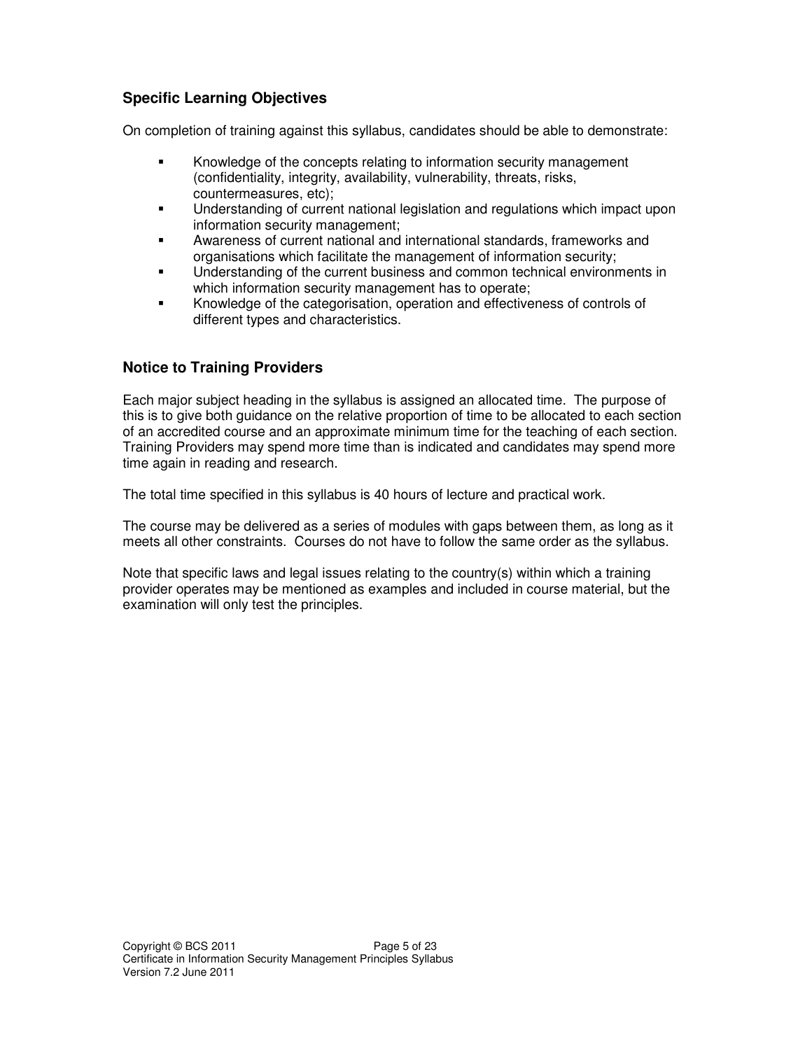## Specific Learning Objectives

On completion of training against this syllabus, candidates should be able to demonstrate:

- Knowledge of the concepts relating to information security management (confidentiality, integrity, availability, vulnerability, threats, risks, countermeasures, etc);
- Understanding of current national legislation and regulations which impact upon information security management;
- Awareness of current national and international standards, frameworks and organisations which facilitate the management of information security;
- Understanding of the current business and common technical environments in which information security management has to operate;
- Knowledge of the categorisation, operation and effectiveness of controls of different types and characteristics.

## Notice to Training Providers

Each major subject heading in the syllabus is assigned an allocated time. The purpose of this is to give both guidance on the relative proportion of time to be allocated to each section of an accredited course and an approximate minimum time for the teaching of each section. Training Providers may spend more time than is indicated and candidates may spend more time again in reading and research.

The total time specified in this syllabus is 40 hours of lecture and practical work.

The course may be delivered as a series of modules with gaps between them, as long as it meets all other constraints. Courses do not have to follow the same order as the syllabus.

Note that specific laws and legal issues relating to the country(s) within which a training provider operates may be mentioned as examples and included in course material, but the examination will only test the principles.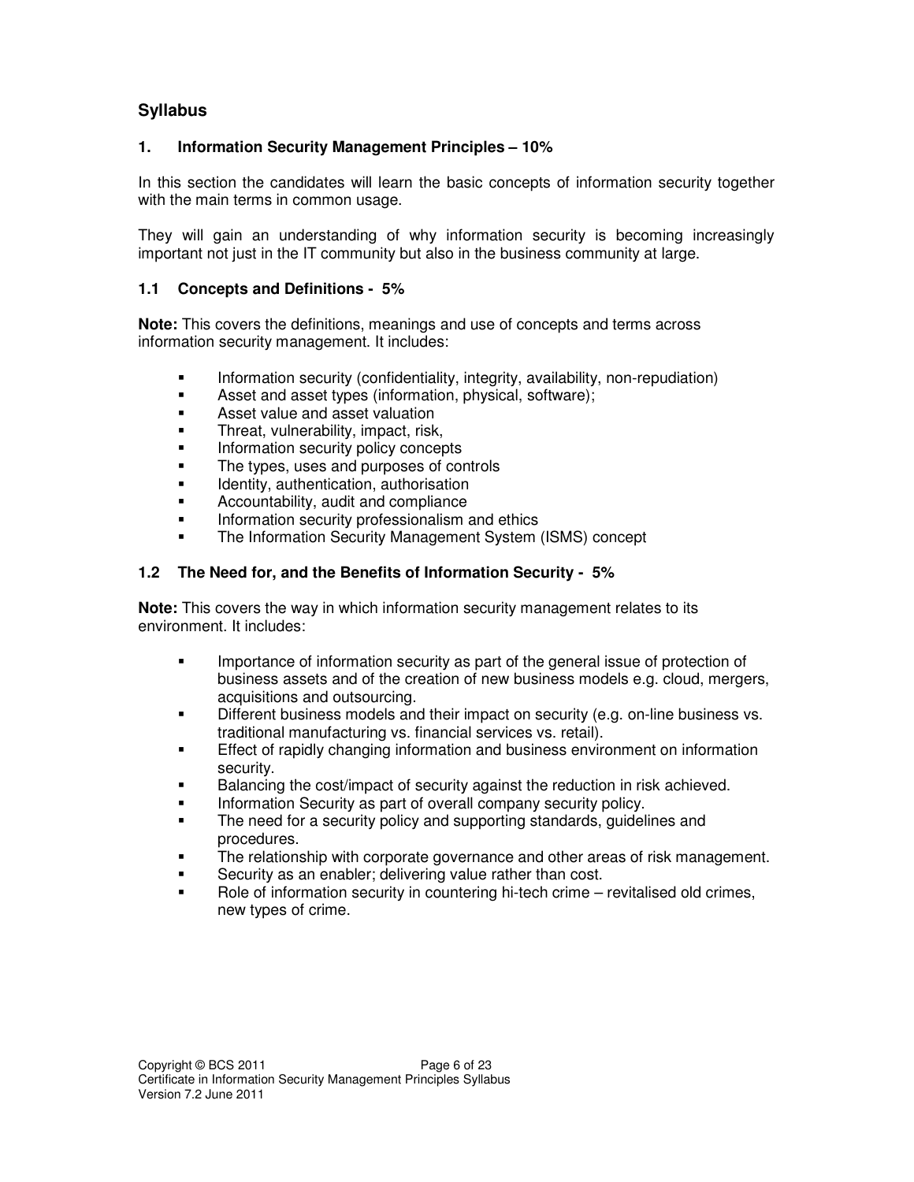## Syllabus

### 1. Information Security Management Principles – 10%

In this section the candidates will learn the basic concepts of information security together with the main terms in common usage.

They will gain an understanding of why information security is becoming increasingly important not just in the IT community but also in the business community at large.

### 1.1 Concepts and Definitions - 5%

**Note:** This covers the definitions, meanings and use of concepts and terms across information security management. It includes:

- Information security (confidentiality, integrity, availability, non-repudiation)
- Asset and asset types (information, physical, software);
- Asset value and asset valuation
- Threat, vulnerability, impact, risk,
- Information security policy concepts
- The types, uses and purposes of controls
- Identity, authentication, authorisation
- Accountability, audit and compliance
- Information security professionalism and ethics
- The Information Security Management System (ISMS) concept

### 1.2 The Need for, and the Benefits of Information Security - 5%

**Note:** This covers the way in which information security management relates to its environment. It includes:

- Importance of information security as part of the general issue of protection of business assets and of the creation of new business models e.g. cloud, mergers, acquisitions and outsourcing.
- Different business models and their impact on security (e.g. on-line business vs. traditional manufacturing vs. financial services vs. retail).
- Effect of rapidly changing information and business environment on information security.
- Balancing the cost/impact of security against the reduction in risk achieved.
- Information Security as part of overall company security policy.
- The need for a security policy and supporting standards, guidelines and procedures.
- The relationship with corporate governance and other areas of risk management.
- Security as an enabler; delivering value rather than cost.
- Role of information security in countering hi-tech crime – revitalised old crimes, new types of crime.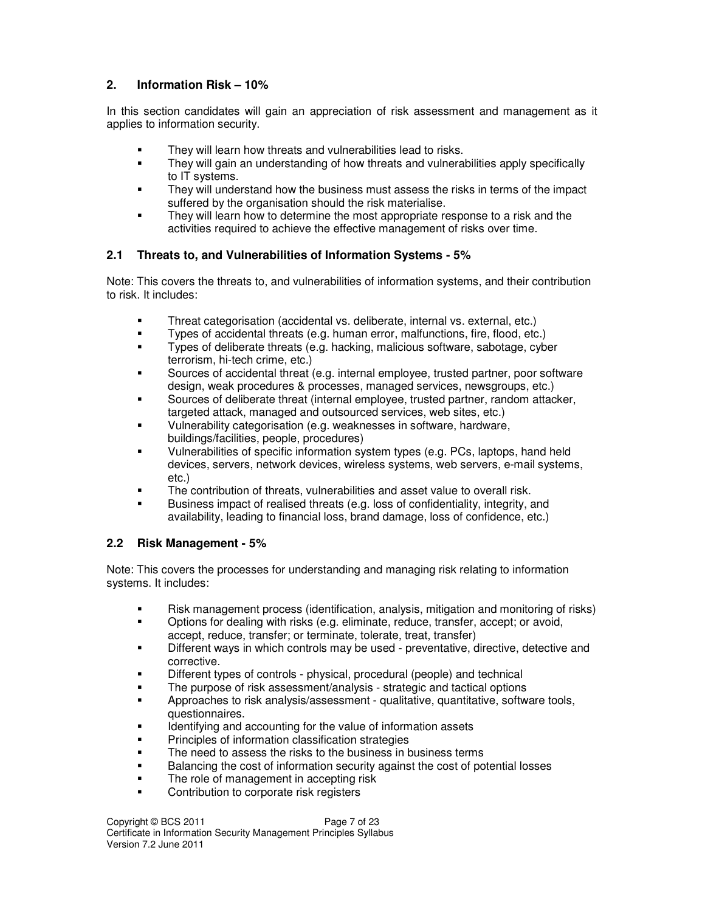## 2. Information Risk – 10%

In this section candidates will gain an appreciation of risk assessment and management as it applies to information security.

- They will learn how threats and vulnerabilities lead to risks.
- They will gain an understanding of how threats and vulnerabilities apply specifically to IT systems.
- They will understand how the business must assess the risks in terms of the impact suffered by the organisation should the risk materialise.
- They will learn how to determine the most appropriate response to a risk and the activities required to achieve the effective management of risks over time.

### 2.1 Threats to, and Vulnerabilities of Information Systems - 5%

Note: This covers the threats to, and vulnerabilities of information systems, and their contribution to risk. It includes:

- Threat categorisation (accidental vs. deliberate, internal vs. external, etc.)
- Types of accidental threats (e.g. human error, malfunctions, fire, flood, etc.)
- Types of deliberate threats (e.g. hacking, malicious software, sabotage, cyber terrorism, hi-tech crime, etc.)
- Sources of accidental threat (e.g. internal employee, trusted partner, poor software design, weak procedures & processes, managed services, newsgroups, etc.)
- Sources of deliberate threat (internal employee, trusted partner, random attacker, targeted attack, managed and outsourced services, web sites, etc.)
- Vulnerability categorisation (e.g. weaknesses in software, hardware, buildings/facilities, people, procedures)
- Vulnerabilities of specific information system types (e.g. PCs, laptops, hand held devices, servers, network devices, wireless systems, web servers, e-mail systems, etc.)
- The contribution of threats, vulnerabilities and asset value to overall risk.
- Business impact of realised threats (e.g. loss of confidentiality, integrity, and availability, leading to financial loss, brand damage, loss of confidence, etc.)

### 2.2 Risk Management - 5%

Note: This covers the processes for understanding and managing risk relating to information systems. It includes:

- Risk management process (identification, analysis, mitigation and monitoring of risks)
- Options for dealing with risks (e.g. eliminate, reduce, transfer, accept; or avoid, accept, reduce, transfer; or terminate, tolerate, treat, transfer)
- Different ways in which controls may be used - preventative, directive, detective and corrective.
- Different types of controls - physical, procedural (people) and technical
- The purpose of risk assessment/analysis - strategic and tactical options
- Approaches to risk analysis/assessment - qualitative, quantitative, software tools, questionnaires.
- Identifying and accounting for the value of information assets
- Principles of information classification strategies
- The need to assess the risks to the business in business terms
- Balancing the cost of information security against the cost of potential losses
- The role of management in accepting risk
- Contribution to corporate risk registers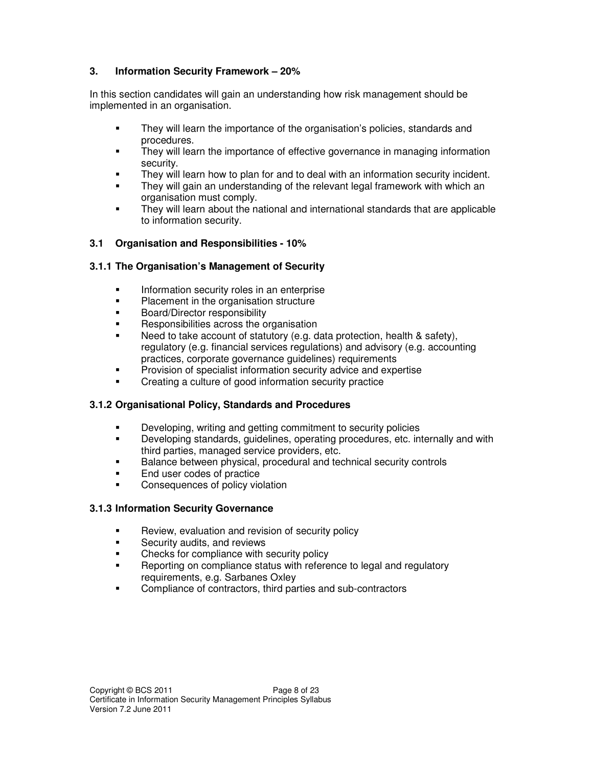## 3. Information Security Framework – 20%

In this section candidates will gain an understanding how risk management should be implemented in an organisation.

- They will learn the importance of the organisation's policies, standards and procedures.
- They will learn the importance of effective governance in managing information security.
- They will learn how to plan for and to deal with an information security incident.
- They will gain an understanding of the relevant legal framework with which an organisation must comply.
- They will learn about the national and international standards that are applicable to information security.

### 3.1 Organisation and Responsibilities - 10%

#### 3.1.1 The Organisation's Management of Security

- Information security roles in an enterprise
- Placement in the organisation structure
- Board/Director responsibility
- Responsibilities across the organisation
- Need to take account of statutory (e.g. data protection, health & safety), regulatory (e.g. financial services regulations) and advisory (e.g. accounting practices, corporate governance guidelines) requirements
- Provision of specialist information security advice and expertise
- Creating a culture of good information security practice

#### 3.1.2 Organisational Policy, Standards and Procedures

- Developing, writing and getting commitment to security policies
- Developing standards, guidelines, operating procedures, etc. internally and with third parties, managed service providers, etc.
- Balance between physical, procedural and technical security controls
- End user codes of practice
- Consequences of policy violation

#### 3.1.3 Information Security Governance

- Review, evaluation and revision of security policy
- Security audits, and reviews
- Checks for compliance with security policy
- Reporting on compliance status with reference to legal and regulatory requirements, e.g. Sarbanes Oxley
- Compliance of contractors, third parties and sub-contractors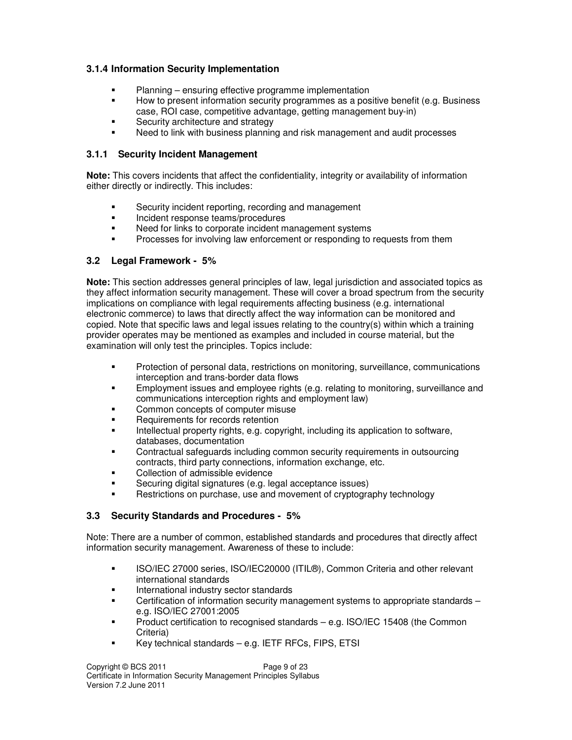### 3.1.4 Information Security Implementation

- Planning – ensuring effective programme implementation
- How to present information security programmes as a positive benefit (e.g. Business case, ROI case, competitive advantage, getting management buy-in)
- Security architecture and strategy
- Need to link with business planning and risk management and audit processes

### 3.1.1 Security Incident Management

**Note:** This covers incidents that affect the confidentiality, integrity or availability of information either directly or indirectly. This includes:

- Security incident reporting, recording and management
- Incident response teams/procedures
- Need for links to corporate incident management systems
- Processes for involving law enforcement or responding to requests from them

### 3.2 Legal Framework - 5%

**Note:** This section addresses general principles of law, legal jurisdiction and associated topics as they affect information security management. These will cover a broad spectrum from the security implications on compliance with legal requirements affecting business (e.g. international electronic commerce) to laws that directly affect the way information can be monitored and copied. Note that specific laws and legal issues relating to the country(s) within which a training provider operates may be mentioned as examples and included in course material, but the examination will only test the principles. Topics include:

- Protection of personal data, restrictions on monitoring, surveillance, communications interception and trans-border data flows
- Employment issues and employee rights (e.g. relating to monitoring, surveillance and communications interception rights and employment law)
- Common concepts of computer misuse
- Requirements for records retention
- Intellectual property rights, e.g. copyright, including its application to software, databases, documentation
- Contractual safeguards including common security requirements in outsourcing contracts, third party connections, information exchange, etc.
- Collection of admissible evidence
- Securing digital signatures (e.g. legal acceptance issues)
- Restrictions on purchase, use and movement of cryptography technology

### 3.3 Security Standards and Procedures - 5%

Note: There are a number of common, established standards and procedures that directly affect information security management. Awareness of these to include:

- ISO/IEC 27000 series, ISO/IEC20000 (ITIL®), Common Criteria and other relevant international standards
- International industry sector standards
- Certification of information security management systems to appropriate standards – e.g. ISO/IEC 27001:2005
- Product certification to recognised standards – e.g. ISO/IEC 15408 (the Common Criteria)
- Key technical standards – e.g. IETF RFCs, FIPS, ETSI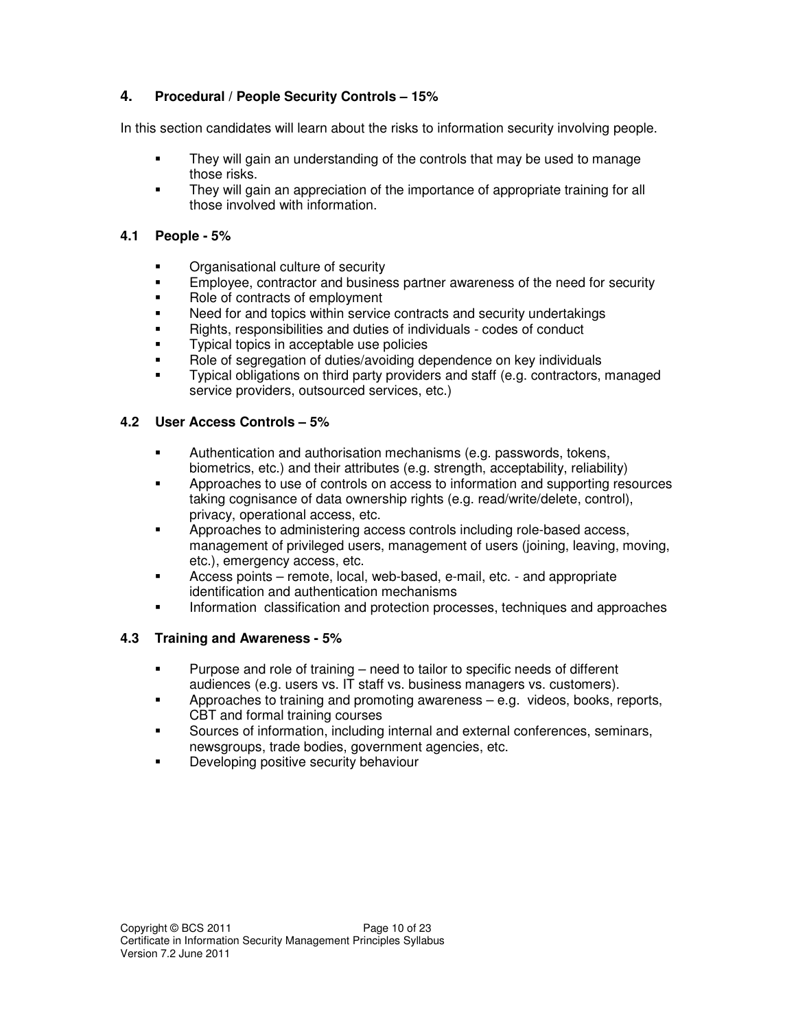## 4. Procedural / People Security Controls – 15%

In this section candidates will learn about the risks to information security involving people.

- They will gain an understanding of the controls that may be used to manage those risks.
- They will gain an appreciation of the importance of appropriate training for all those involved with information.

### 4.1 People - 5%

- Organisational culture of security
- Employee, contractor and business partner awareness of the need for security
- Role of contracts of employment
- Need for and topics within service contracts and security undertakings
- Rights, responsibilities and duties of individuals - codes of conduct
- Typical topics in acceptable use policies
- Role of segregation of duties/avoiding dependence on key individuals
- Typical obligations on third party providers and staff (e.g. contractors, managed service providers, outsourced services, etc.)

### 4.2 User Access Controls – 5%

- Authentication and authorisation mechanisms (e.g. passwords, tokens, biometrics, etc.) and their attributes (e.g. strength, acceptability, reliability)
- Approaches to use of controls on access to information and supporting resources taking cognisance of data ownership rights (e.g. read/write/delete, control), privacy, operational access, etc.
- Approaches to administering access controls including role-based access, management of privileged users, management of users (joining, leaving, moving, etc.), emergency access, etc.
- Access points – remote, local, web-based, e-mail, etc. - and appropriate identification and authentication mechanisms
- Information classification and protection processes, techniques and approaches

### 4.3 Training and Awareness - 5%

- Purpose and role of training – need to tailor to specific needs of different audiences (e.g. users vs. IT staff vs. business managers vs. customers).
- Approaches to training and promoting awareness – e.g. videos, books, reports, CBT and formal training courses
- Sources of information, including internal and external conferences, seminars, newsgroups, trade bodies, government agencies, etc.
- Developing positive security behaviour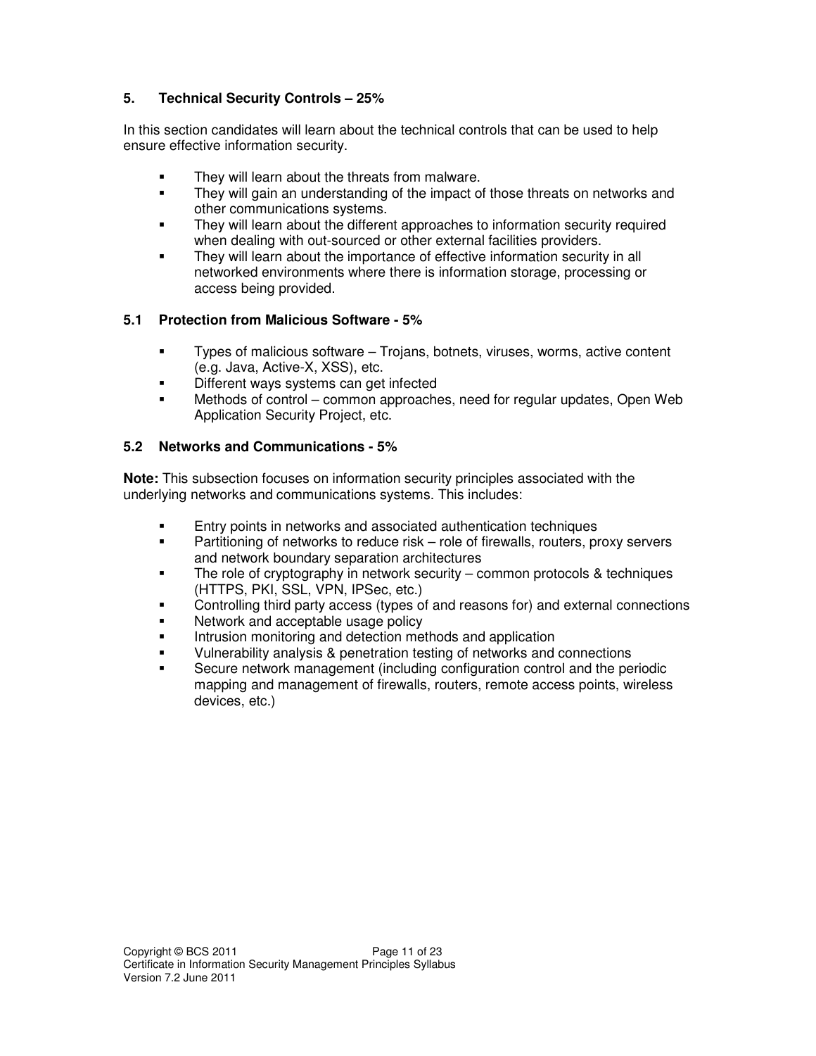## 5. Technical Security Controls – 25%

In this section candidates will learn about the technical controls that can be used to help ensure effective information security.

- They will learn about the threats from malware.
- They will gain an understanding of the impact of those threats on networks and other communications systems.
- They will learn about the different approaches to information security required when dealing with out-sourced or other external facilities providers.
- They will learn about the importance of effective information security in all networked environments where there is information storage, processing or access being provided.

### 5.1 Protection from Malicious Software - 5%

- Types of malicious software – Trojans, botnets, viruses, worms, active content (e.g. Java, Active-X, XSS), etc.
- Different ways systems can get infected
- Methods of control – common approaches, need for regular updates, Open Web Application Security Project, etc.

### 5.2 Networks and Communications - 5%

**Note:** This subsection focuses on information security principles associated with the underlying networks and communications systems. This includes:

- Entry points in networks and associated authentication techniques
- Partitioning of networks to reduce risk – role of firewalls, routers, proxy servers and network boundary separation architectures
- The role of cryptography in network security – common protocols & techniques (HTTPS, PKI, SSL, VPN, IPSec, etc.)
- Controlling third party access (types of and reasons for) and external connections
- Network and acceptable usage policy
- Intrusion monitoring and detection methods and application
- Vulnerability analysis & penetration testing of networks and connections
- Secure network management (including configuration control and the periodic mapping and management of firewalls, routers, remote access points, wireless devices, etc.)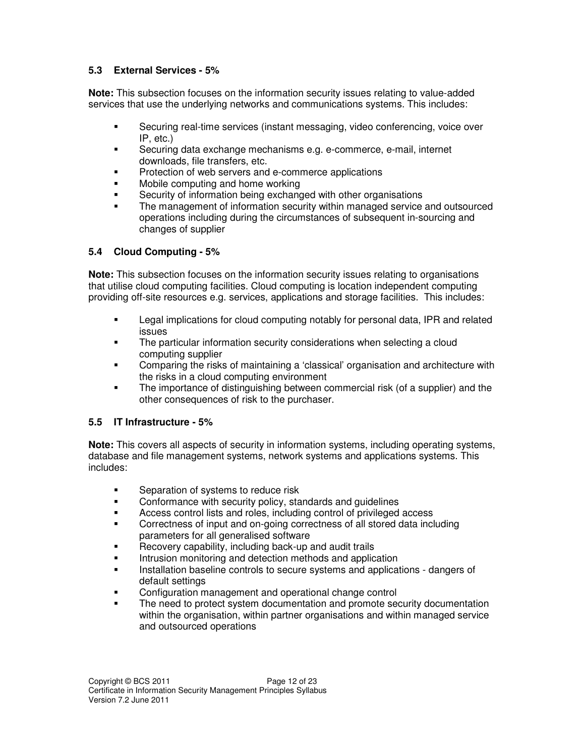### 5.3 External Services - 5%

**Note:** This subsection focuses on the information security issues relating to value-added services that use the underlying networks and communications systems. This includes:

- Securing real-time services (instant messaging, video conferencing, voice over IP, etc.)
- Securing data exchange mechanisms e.g. e-commerce, e-mail, internet downloads, file transfers, etc.
- Protection of web servers and e-commerce applications
- Mobile computing and home working
- Security of information being exchanged with other organisations
- The management of information security within managed service and outsourced operations including during the circumstances of subsequent in-sourcing and changes of supplier

### 5.4 Cloud Computing - 5%

**Note:** This subsection focuses on the information security issues relating to organisations that utilise cloud computing facilities. Cloud computing is location independent computing providing off-site resources e.g. services, applications and storage facilities. This includes:

- Legal implications for cloud computing notably for personal data, IPR and related issues
- The particular information security considerations when selecting a cloud computing supplier
- Comparing the risks of maintaining a 'classical' organisation and architecture with the risks in a cloud computing environment
- The importance of distinguishing between commercial risk (of a supplier) and the other consequences of risk to the purchaser.

### 5.5 IT Infrastructure - 5%

**Note:** This covers all aspects of security in information systems, including operating systems, database and file management systems, network systems and applications systems. This includes:

- Separation of systems to reduce risk
- Conformance with security policy, standards and guidelines
- Access control lists and roles, including control of privileged access
- Correctness of input and on-going correctness of all stored data including parameters for all generalised software
- Recovery capability, including back-up and audit trails
- Intrusion monitoring and detection methods and application
- Installation baseline controls to secure systems and applications - dangers of default settings
- Configuration management and operational change control
- The need to protect system documentation and promote security documentation within the organisation, within partner organisations and within managed service and outsourced operations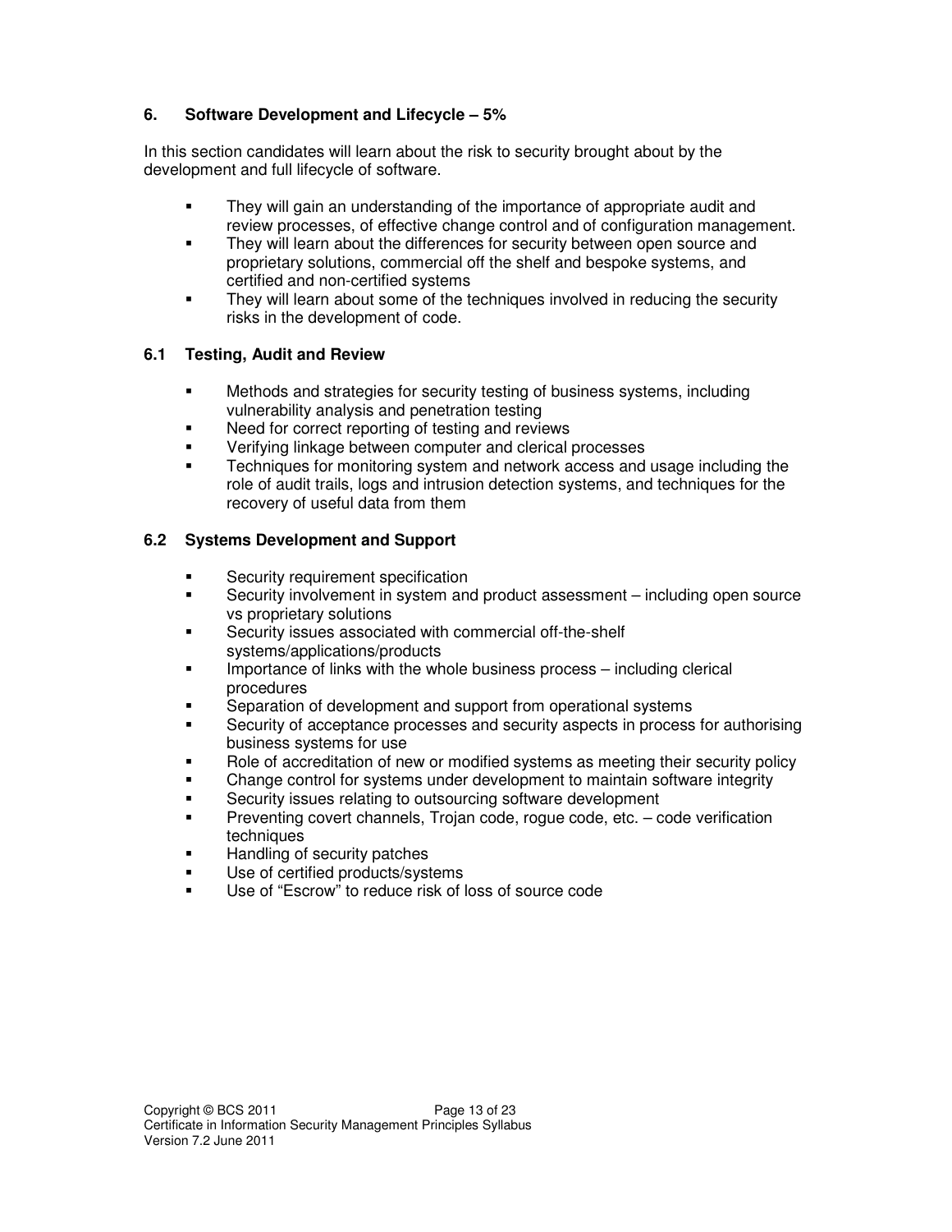## 6. Software Development and Lifecycle – 5%

In this section candidates will learn about the risk to security brought about by the development and full lifecycle of software.

- They will gain an understanding of the importance of appropriate audit and review processes, of effective change control and of configuration management.
- They will learn about the differences for security between open source and proprietary solutions, commercial off the shelf and bespoke systems, and certified and non-certified systems
- They will learn about some of the techniques involved in reducing the security risks in the development of code.

### 6.1 Testing, Audit and Review

- Methods and strategies for security testing of business systems, including vulnerability analysis and penetration testing
- Need for correct reporting of testing and reviews
- Verifying linkage between computer and clerical processes
- Techniques for monitoring system and network access and usage including the role of audit trails, logs and intrusion detection systems, and techniques for the recovery of useful data from them

### 6.2 Systems Development and Support

- Security requirement specification
- Security involvement in system and product assessment – including open source vs proprietary solutions
- Security issues associated with commercial off-the-shelf systems/applications/products
- Importance of links with the whole business process – including clerical procedures
- Separation of development and support from operational systems
- Security of acceptance processes and security aspects in process for authorising business systems for use
- Role of accreditation of new or modified systems as meeting their security policy
- Change control for systems under development to maintain software integrity
- Security issues relating to outsourcing software development
- Preventing covert channels, Trojan code, rogue code, etc. – code verification techniques
- Handling of security patches
- Use of certified products/systems
- Use of "Escrow" to reduce risk of loss of source code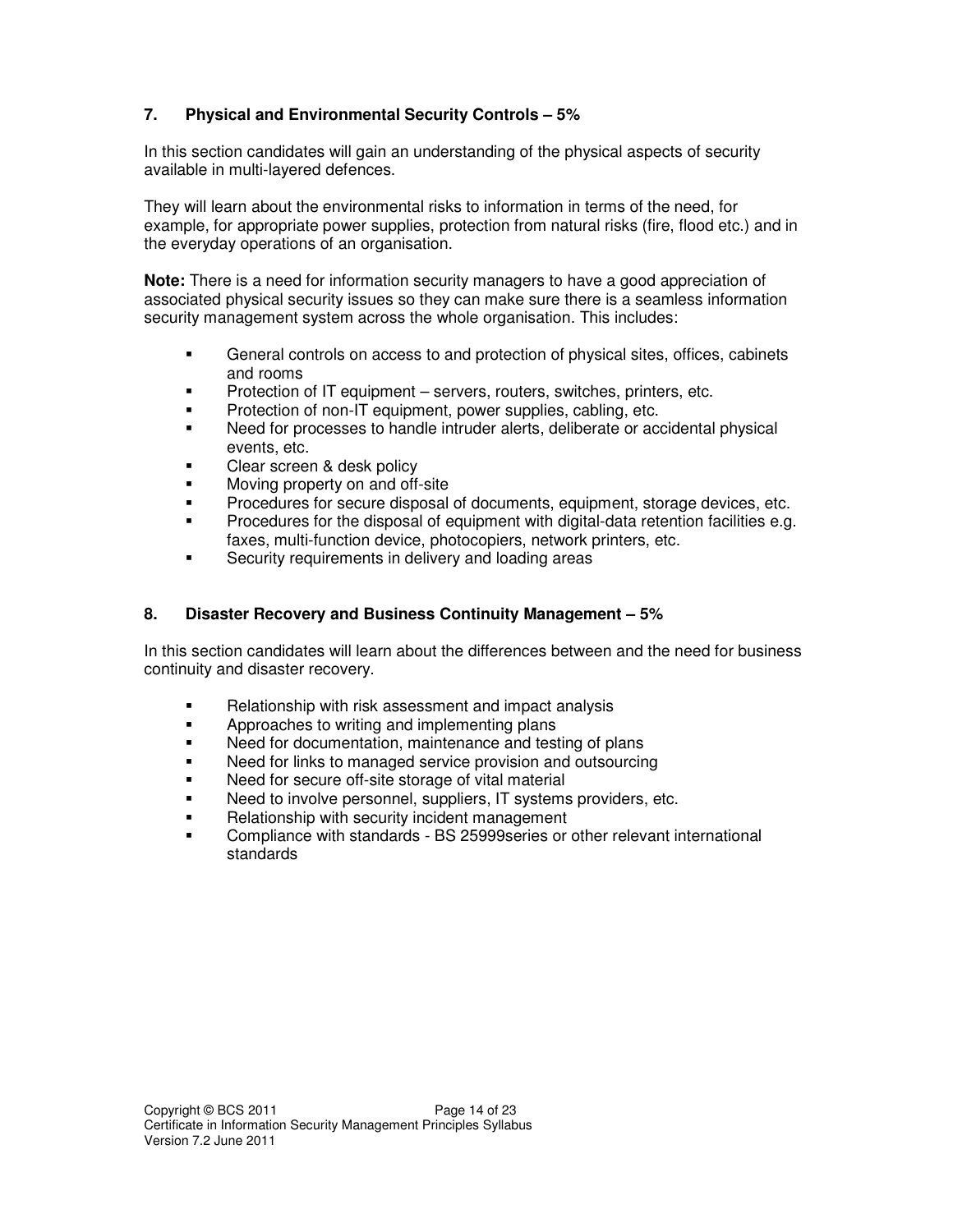## 7. Physical and Environmental Security Controls – 5%

In this section candidates will gain an understanding of the physical aspects of security available in multi-layered defences.

They will learn about the environmental risks to information in terms of the need, for example, for appropriate power supplies, protection from natural risks (fire, flood etc.) and in the everyday operations of an organisation.

**Note:** There is a need for information security managers to have a good appreciation of associated physical security issues so they can make sure there is a seamless information security management system across the whole organisation. This includes:

- General controls on access to and protection of physical sites, offices, cabinets and rooms
- Protection of IT equipment – servers, routers, switches, printers, etc.
- Protection of non-IT equipment, power supplies, cabling, etc.
- Need for processes to handle intruder alerts, deliberate or accidental physical events, etc.
- Clear screen & desk policy
- Moving property on and off-site
- Procedures for secure disposal of documents, equipment, storage devices, etc.
- Procedures for the disposal of equipment with digital-data retention facilities e.g. faxes, multi-function device, photocopiers, network printers, etc.
- Security requirements in delivery and loading areas

## 8. Disaster Recovery and Business Continuity Management – 5%

In this section candidates will learn about the differences between and the need for business continuity and disaster recovery.

- Relationship with risk assessment and impact analysis
- Approaches to writing and implementing plans
- Need for documentation, maintenance and testing of plans
- Need for links to managed service provision and outsourcing
- Need for secure off-site storage of vital material
- Need to involve personnel, suppliers, IT systems providers, etc.
- Relationship with security incident management
- Compliance with standards - BS 25999series or other relevant international standards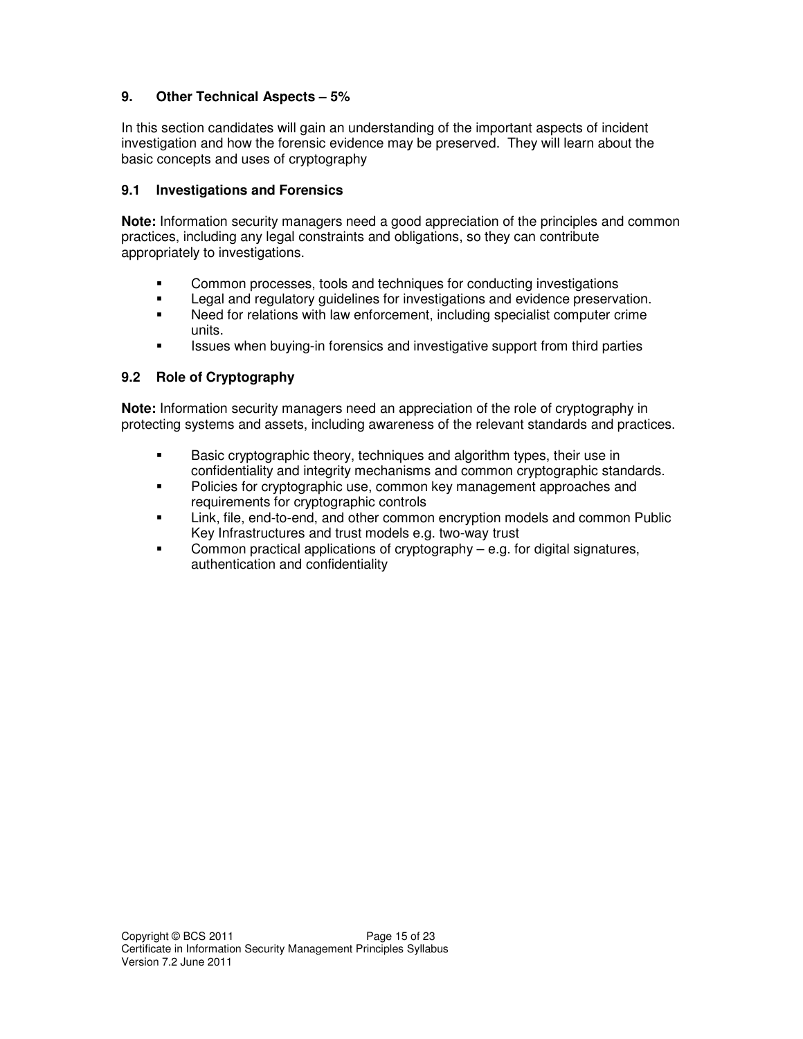## 9. Other Technical Aspects – 5%

In this section candidates will gain an understanding of the important aspects of incident investigation and how the forensic evidence may be preserved. They will learn about the basic concepts and uses of cryptography

### 9.1 Investigations and Forensics

**Note:** Information security managers need a good appreciation of the principles and common practices, including any legal constraints and obligations, so they can contribute appropriately to investigations.

- Common processes, tools and techniques for conducting investigations
- Legal and regulatory guidelines for investigations and evidence preservation.
- Need for relations with law enforcement, including specialist computer crime units.
- Issues when buying-in forensics and investigative support from third parties

### 9.2 Role of Cryptography

**Note:** Information security managers need an appreciation of the role of cryptography in protecting systems and assets, including awareness of the relevant standards and practices.

- Basic cryptographic theory, techniques and algorithm types, their use in confidentiality and integrity mechanisms and common cryptographic standards.
- Policies for cryptographic use, common key management approaches and requirements for cryptographic controls
- Link, file, end-to-end, and other common encryption models and common Public Key Infrastructures and trust models e.g. two-way trust
- Common practical applications of cryptography – e.g. for digital signatures, authentication and confidentiality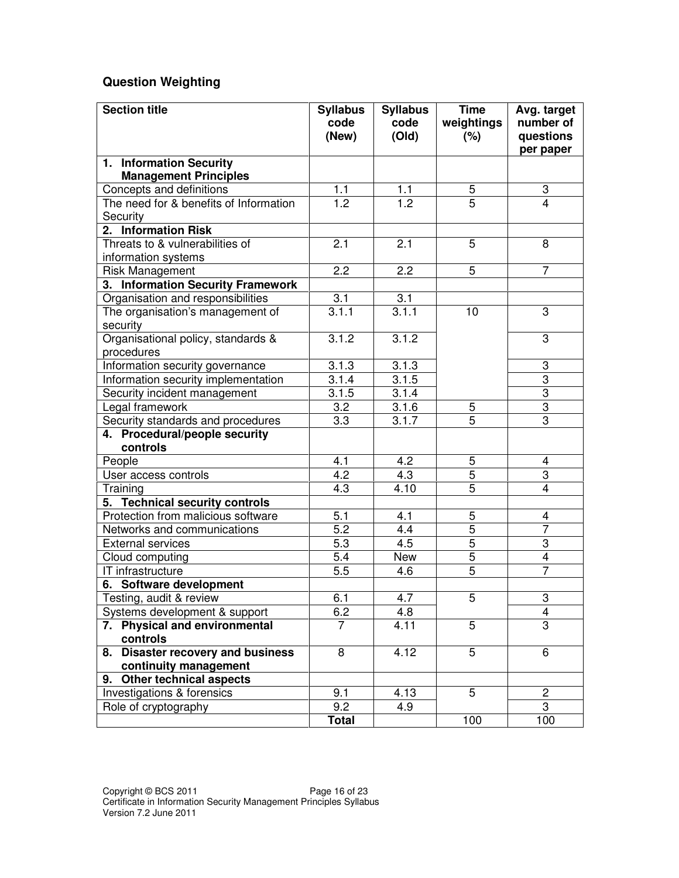## Question Weighting

| Section title | Syllabus code (New) | Syllabus code (Old) | Time weightings (%) | Avg. target number of questions per paper |
|---|---|---|---|---|
| **1. Information Security Management Principles** | | | | |
| Concepts and definitions | 1.1 | 1.1 | 5 | 3 |
| The need for & benefits of Information Security | 1.2 | 1.2 | 5 | 4 |
| **2. Information Risk** | | | | |
| Threats to & vulnerabilities of information systems | 2.1 | 2.1 | 5 | 8 |
| Risk Management | 2.2 | 2.2 | 5 | 7 |
| **3. Information Security Framework** | | | | |
| Organisation and responsibilities | 3.1 | 3.1 | | |
| The organisation's management of security | 3.1.1 | 3.1.1 | 10 | 3 |
| Organisational policy, standards & procedures | 3.1.2 | 3.1.2 | | 3 |
| Information security governance | 3.1.3 | 3.1.3 | | 3 |
| Information security implementation | 3.1.4 | 3.1.5 | | 3 |
| Security incident management | 3.1.5 | 3.1.4 | | 3 |
| Legal framework | 3.2 | 3.1.6 | 5 | 3 |
| Security standards and procedures | 3.3 | 3.1.7 | 5 | 3 |
| **4. Procedural/people security controls** | | | | |
| People | 4.1 | 4.2 | 5 | 4 |
| User access controls | 4.2 | 4.3 | 5 | 3 |
| Training | 4.3 | 4.10 | 5 | 4 |
| **5. Technical security controls** | | | | |
| Protection from malicious software | 5.1 | 4.1 | 5 | 4 |
| Networks and communications | 5.2 | 4.4 | 5 | 7 |
| External services | 5.3 | 4.5 | 5 | 3 |
| Cloud computing | 5.4 | New | 5 | 4 |
| IT infrastructure | 5.5 | 4.6 | 5 | 7 |
| **6. Software development** | | | | |
| Testing, audit & review | 6.1 | 4.7 | 5 | 3 |
| Systems development & support | 6.2 | 4.8 | | 4 |
| **7. Physical and environmental controls** | 7 | 4.11 | 5 | 3 |
| **8. Disaster recovery and business continuity management** | 8 | 4.12 | 5 | 6 |
| **9. Other technical aspects** | | | | |
| Investigations & forensics | 9.1 | 4.13 | 5 | 2 |
| Role of cryptography | 9.2 | 4.9 | | 3 |
| | **Total** | | 100 | 100 |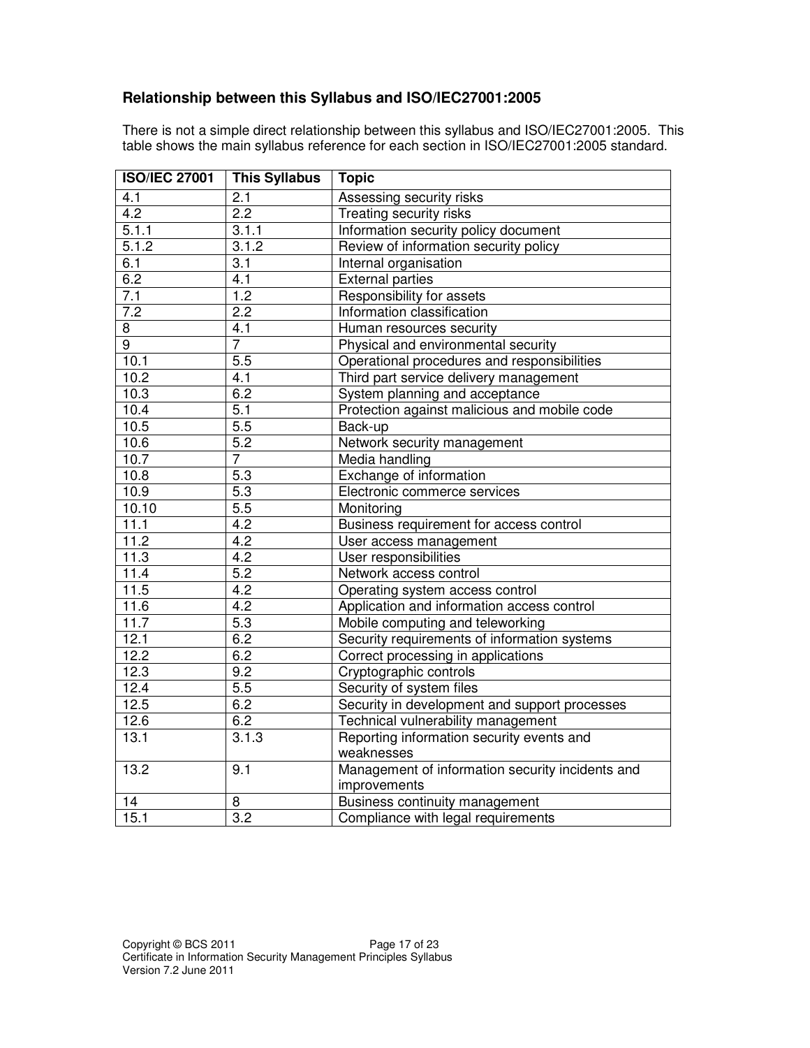### Relationship between this Syllabus and ISO/IEC27001:2005

There is not a simple direct relationship between this syllabus and ISO/IEC27001:2005. This table shows the main syllabus reference for each section in ISO/IEC27001:2005 standard.

| ISO/IEC 27001 | This Syllabus | Topic |
|---|---|---|
| 4.1 | 2.1 | Assessing security risks |
| 4.2 | 2.2 | Treating security risks |
| 5.1.1 | 3.1.1 | Information security policy document |
| 5.1.2 | 3.1.2 | Review of information security policy |
| 6.1 | 3.1 | Internal organisation |
| 6.2 | 4.1 | External parties |
| 7.1 | 1.2 | Responsibility for assets |
| 7.2 | 2.2 | Information classification |
| 8 | 4.1 | Human resources security |
| 9 | 7 | Physical and environmental security |
| 10.1 | 5.5 | Operational procedures and responsibilities |
| 10.2 | 4.1 | Third part service delivery management |
| 10.3 | 6.2 | System planning and acceptance |
| 10.4 | 5.1 | Protection against malicious and mobile code |
| 10.5 | 5.5 | Back-up |
| 10.6 | 5.2 | Network security management |
| 10.7 | 7 | Media handling |
| 10.8 | 5.3 | Exchange of information |
| 10.9 | 5.3 | Electronic commerce services |
| 10.10 | 5.5 | Monitoring |
| 11.1 | 4.2 | Business requirement for access control |
| 11.2 | 4.2 | User access management |
| 11.3 | 4.2 | User responsibilities |
| 11.4 | 5.2 | Network access control |
| 11.5 | 4.2 | Operating system access control |
| 11.6 | 4.2 | Application and information access control |
| 11.7 | 5.3 | Mobile computing and teleworking |
| 12.1 | 6.2 | Security requirements of information systems |
| 12.2 | 6.2 | Correct processing in applications |
| 12.3 | 9.2 | Cryptographic controls |
| 12.4 | 5.5 | Security of system files |
| 12.5 | 6.2 | Security in development and support processes |
| 12.6 | 6.2 | Technical vulnerability management |
| 13.1 | 3.1.3 | Reporting information security events and weaknesses |
| 13.2 | 9.1 | Management of information security incidents and improvements |
| 14 | 8 | Business continuity management |
| 15.1 | 3.2 | Compliance with legal requirements |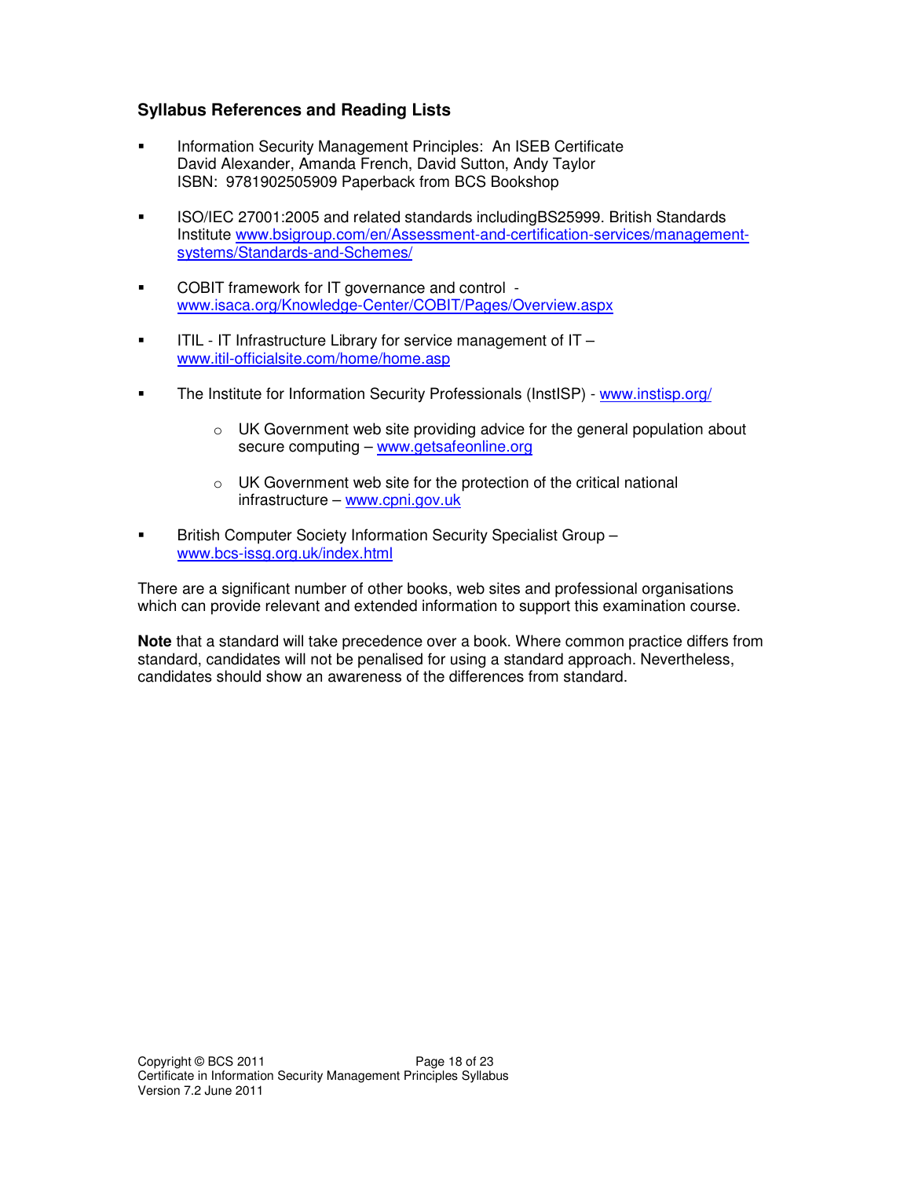### Syllabus References and Reading Lists

- Information Security Management Principles: An ISEB Certificate
  David Alexander, Amanda French, David Sutton, Andy Taylor
  ISBN: 9781902505909 Paperback from BCS Bookshop

- ISO/IEC 27001:2005 and related standards includingBS25999. British Standards Institute [www.bsigroup.com/en/Assessment-and-certification-services/management-systems/Standards-and-Schemes/](www.bsigroup.com/en/Assessment-and-certification-services/management-systems/Standards-and-Schemes/)

- COBIT framework for IT governance and control - [www.isaca.org/Knowledge-Center/COBIT/Pages/Overview.aspx](www.isaca.org/Knowledge-Center/COBIT/Pages/Overview.aspx)

- ITIL - IT Infrastructure Library for service management of IT – [www.itil-officialsite.com/home/home.asp](www.itil-officialsite.com/home/home.asp)

- The Institute for Information Security Professionals (InstISP) - [www.instisp.org/](www.instisp.org/)

  - UK Government web site providing advice for the general population about secure computing – [www.getsafeonline.org](www.getsafeonline.org)

  - UK Government web site for the protection of the critical national infrastructure – [www.cpni.gov.uk](www.cpni.gov.uk)

- British Computer Society Information Security Specialist Group – [www.bcs-issg.org.uk/index.html](www.bcs-issg.org.uk/index.html)

There are a significant number of other books, web sites and professional organisations which can provide relevant and extended information to support this examination course.

**Note** that a standard will take precedence over a book. Where common practice differs from standard, candidates will not be penalised for using a standard approach. Nevertheless, candidates should show an awareness of the differences from standard.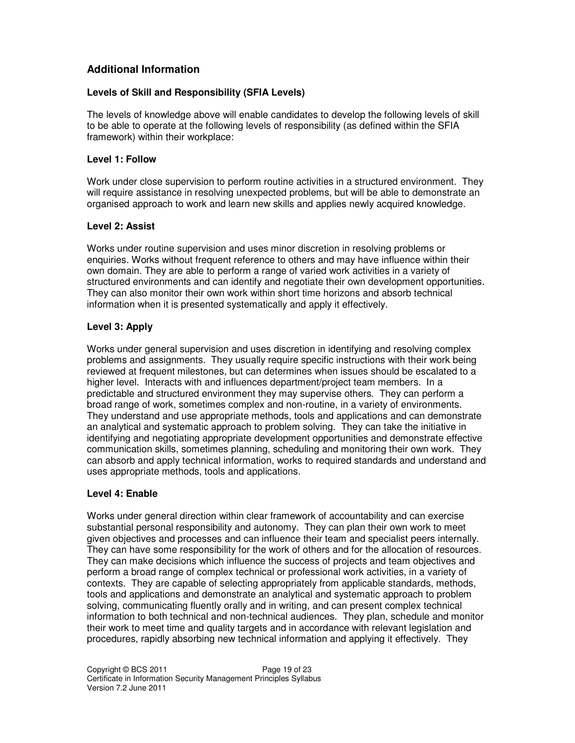## Additional Information

### Levels of Skill and Responsibility (SFIA Levels)

The levels of knowledge above will enable candidates to develop the following levels of skill to be able to operate at the following levels of responsibility (as defined within the SFIA framework) within their workplace:

#### Level 1: Follow

Work under close supervision to perform routine activities in a structured environment. They will require assistance in resolving unexpected problems, but will be able to demonstrate an organised approach to work and learn new skills and applies newly acquired knowledge.

#### Level 2: Assist

Works under routine supervision and uses minor discretion in resolving problems or enquiries. Works without frequent reference to others and may have influence within their own domain. They are able to perform a range of varied work activities in a variety of structured environments and can identify and negotiate their own development opportunities. They can also monitor their own work within short time horizons and absorb technical information when it is presented systematically and apply it effectively.

#### Level 3: Apply

Works under general supervision and uses discretion in identifying and resolving complex problems and assignments. They usually require specific instructions with their work being reviewed at frequent milestones, but can determines when issues should be escalated to a higher level. Interacts with and influences department/project team members. In a predictable and structured environment they may supervise others. They can perform a broad range of work, sometimes complex and non-routine, in a variety of environments. They understand and use appropriate methods, tools and applications and can demonstrate an analytical and systematic approach to problem solving. They can take the initiative in identifying and negotiating appropriate development opportunities and demonstrate effective communication skills, sometimes planning, scheduling and monitoring their own work. They can absorb and apply technical information, works to required standards and understand and uses appropriate methods, tools and applications.

#### Level 4: Enable

Works under general direction within clear framework of accountability and can exercise substantial personal responsibility and autonomy. They can plan their own work to meet given objectives and processes and can influence their team and specialist peers internally. They can have some responsibility for the work of others and for the allocation of resources. They can make decisions which influence the success of projects and team objectives and perform a broad range of complex technical or professional work activities, in a variety of contexts. They are capable of selecting appropriately from applicable standards, methods, tools and applications and demonstrate an analytical and systematic approach to problem solving, communicating fluently orally and in writing, and can present complex technical information to both technical and non-technical audiences. They plan, schedule and monitor their work to meet time and quality targets and in accordance with relevant legislation and procedures, rapidly absorbing new technical information and applying it effectively. They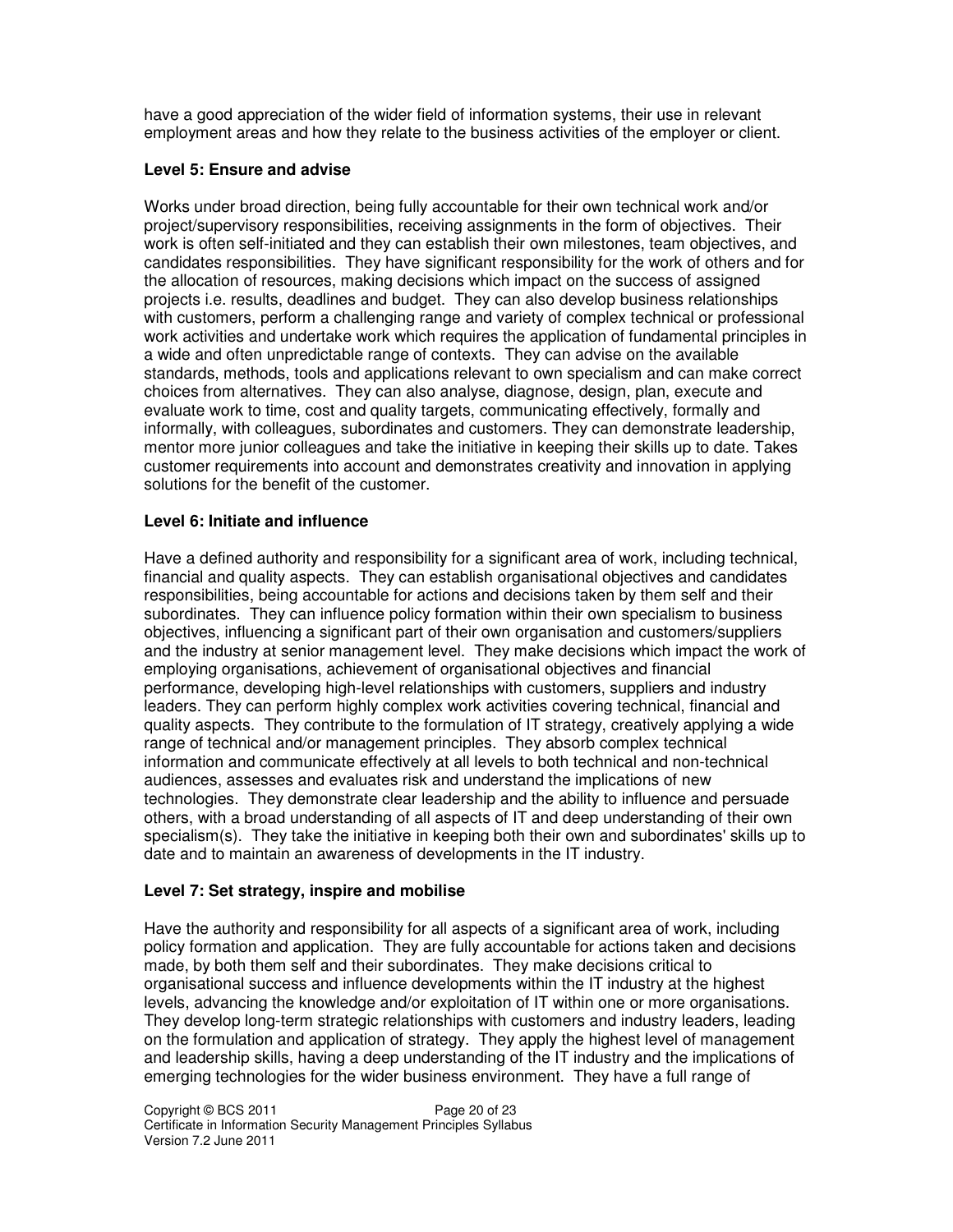have a good appreciation of the wider field of information systems, their use in relevant employment areas and how they relate to the business activities of the employer or client.

### Level 5: Ensure and advise

Works under broad direction, being fully accountable for their own technical work and/or project/supervisory responsibilities, receiving assignments in the form of objectives. Their work is often self-initiated and they can establish their own milestones, team objectives, and candidates responsibilities. They have significant responsibility for the work of others and for the allocation of resources, making decisions which impact on the success of assigned projects i.e. results, deadlines and budget. They can also develop business relationships with customers, perform a challenging range and variety of complex technical or professional work activities and undertake work which requires the application of fundamental principles in a wide and often unpredictable range of contexts. They can advise on the available standards, methods, tools and applications relevant to own specialism and can make correct choices from alternatives. They can also analyse, diagnose, design, plan, execute and evaluate work to time, cost and quality targets, communicating effectively, formally and informally, with colleagues, subordinates and customers. They can demonstrate leadership, mentor more junior colleagues and take the initiative in keeping their skills up to date. Takes customer requirements into account and demonstrates creativity and innovation in applying solutions for the benefit of the customer.

### Level 6: Initiate and influence

Have a defined authority and responsibility for a significant area of work, including technical, financial and quality aspects. They can establish organisational objectives and candidates responsibilities, being accountable for actions and decisions taken by them self and their subordinates. They can influence policy formation within their own specialism to business objectives, influencing a significant part of their own organisation and customers/suppliers and the industry at senior management level. They make decisions which impact the work of employing organisations, achievement of organisational objectives and financial performance, developing high-level relationships with customers, suppliers and industry leaders. They can perform highly complex work activities covering technical, financial and quality aspects. They contribute to the formulation of IT strategy, creatively applying a wide range of technical and/or management principles. They absorb complex technical information and communicate effectively at all levels to both technical and non-technical audiences, assesses and evaluates risk and understand the implications of new technologies. They demonstrate clear leadership and the ability to influence and persuade others, with a broad understanding of all aspects of IT and deep understanding of their own specialism(s). They take the initiative in keeping both their own and subordinates' skills up to date and to maintain an awareness of developments in the IT industry.

### Level 7: Set strategy, inspire and mobilise

Have the authority and responsibility for all aspects of a significant area of work, including policy formation and application. They are fully accountable for actions taken and decisions made, by both them self and their subordinates. They make decisions critical to organisational success and influence developments within the IT industry at the highest levels, advancing the knowledge and/or exploitation of IT within one or more organisations. They develop long-term strategic relationships with customers and industry leaders, leading on the formulation and application of strategy. They apply the highest level of management and leadership skills, having a deep understanding of the IT industry and the implications of emerging technologies for the wider business environment. They have a full range of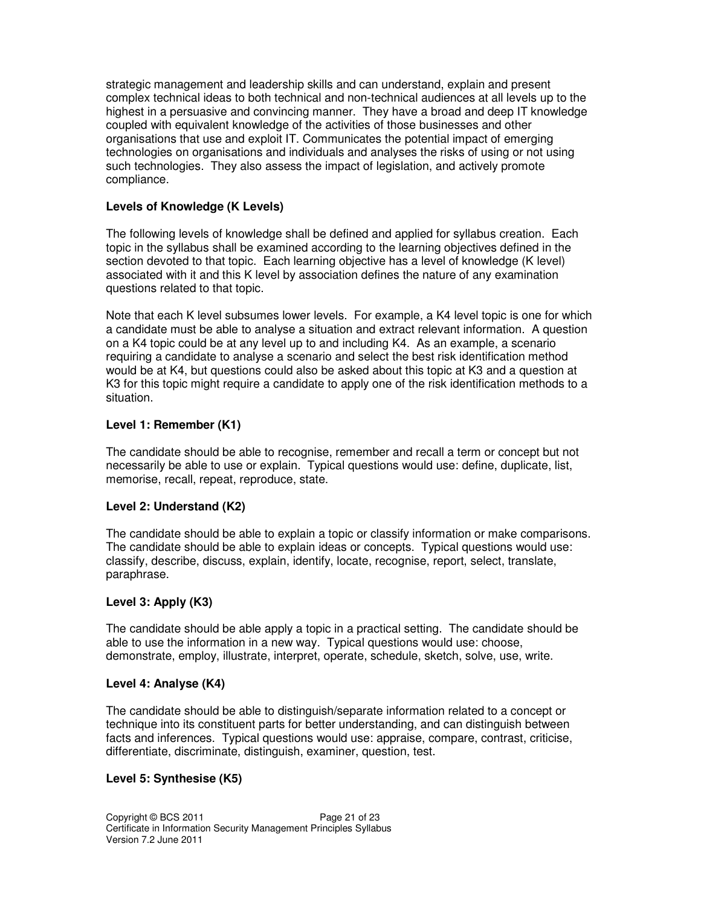strategic management and leadership skills and can understand, explain and present complex technical ideas to both technical and non-technical audiences at all levels up to the highest in a persuasive and convincing manner. They have a broad and deep IT knowledge coupled with equivalent knowledge of the activities of those businesses and other organisations that use and exploit IT. Communicates the potential impact of emerging technologies on organisations and individuals and analyses the risks of using or not using such technologies. They also assess the impact of legislation, and actively promote compliance.

### Levels of Knowledge (K Levels)

The following levels of knowledge shall be defined and applied for syllabus creation. Each topic in the syllabus shall be examined according to the learning objectives defined in the section devoted to that topic. Each learning objective has a level of knowledge (K level) associated with it and this K level by association defines the nature of any examination questions related to that topic.

Note that each K level subsumes lower levels. For example, a K4 level topic is one for which a candidate must be able to analyse a situation and extract relevant information. A question on a K4 topic could be at any level up to and including K4. As an example, a scenario requiring a candidate to analyse a scenario and select the best risk identification method would be at K4, but questions could also be asked about this topic at K3 and a question at K3 for this topic might require a candidate to apply one of the risk identification methods to a situation.

### Level 1: Remember (K1)

The candidate should be able to recognise, remember and recall a term or concept but not necessarily be able to use or explain. Typical questions would use: define, duplicate, list, memorise, recall, repeat, reproduce, state.

### Level 2: Understand (K2)

The candidate should be able to explain a topic or classify information or make comparisons. The candidate should be able to explain ideas or concepts. Typical questions would use: classify, describe, discuss, explain, identify, locate, recognise, report, select, translate, paraphrase.

### Level 3: Apply (K3)

The candidate should be able apply a topic in a practical setting. The candidate should be able to use the information in a new way. Typical questions would use: choose, demonstrate, employ, illustrate, interpret, operate, schedule, sketch, solve, use, write.

### Level 4: Analyse (K4)

The candidate should be able to distinguish/separate information related to a concept or technique into its constituent parts for better understanding, and can distinguish between facts and inferences. Typical questions would use: appraise, compare, contrast, criticise, differentiate, discriminate, distinguish, examiner, question, test.

### Level 5: Synthesise (K5)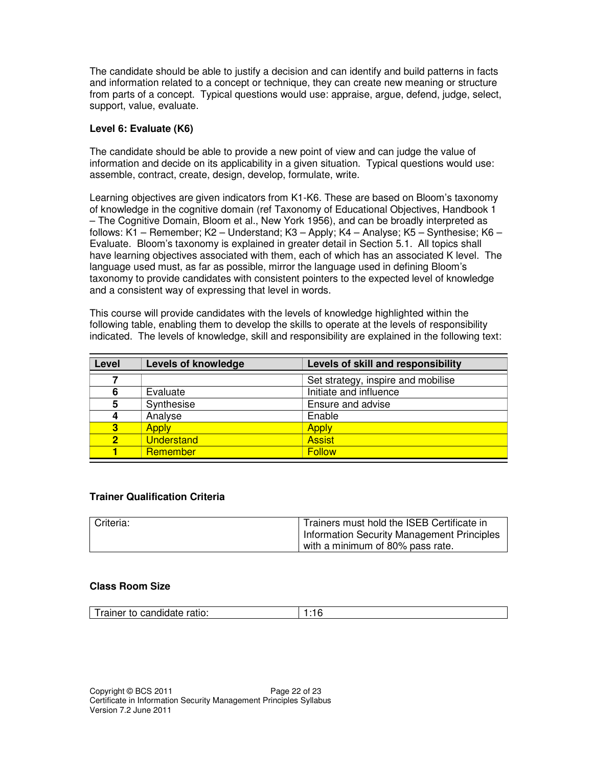The candidate should be able to justify a decision and can identify and build patterns in facts and information related to a concept or technique, they can create new meaning or structure from parts of a concept. Typical questions would use: appraise, argue, defend, judge, select, support, value, evaluate.

**Level 6: Evaluate (K6)**

The candidate should be able to provide a new point of view and can judge the value of information and decide on its applicability in a given situation. Typical questions would use: assemble, contract, create, design, develop, formulate, write.

Learning objectives are given indicators from K1-K6. These are based on Bloom's taxonomy of knowledge in the cognitive domain (ref Taxonomy of Educational Objectives, Handbook 1 – The Cognitive Domain, Bloom et al., New York 1956), and can be broadly interpreted as follows: K1 – Remember; K2 – Understand; K3 – Apply; K4 – Analyse; K5 – Synthesise; K6 – Evaluate. Bloom's taxonomy is explained in greater detail in Section 5.1. All topics shall have learning objectives associated with them, each of which has an associated K level. The language used must, as far as possible, mirror the language used in defining Bloom's taxonomy to provide candidates with consistent pointers to the expected level of knowledge and a consistent way of expressing that level in words.

This course will provide candidates with the levels of knowledge highlighted within the following table, enabling them to develop the skills to operate at the levels of responsibility indicated. The levels of knowledge, skill and responsibility are explained in the following text:

| Level | Levels of knowledge | Levels of skill and responsibility |
|---|---|---|
| 7 | | Set strategy, inspire and mobilise |
| 6 | Evaluate | Initiate and influence |
| 5 | Synthesise | Ensure and advise |
| 4 | Analyse | Enable |
| 3 | Apply | Apply |
| 2 | Understand | Assist |
| 1 | Remember | Follow |

**Trainer Qualification Criteria**

| | |
|---|---|
| Criteria: | Trainers must hold the ISEB Certificate in Information Security Management Principles with a minimum of 80% pass rate. |

**Class Room Size**

| | |
|---|---|
| Trainer to candidate ratio: | 1:16 |